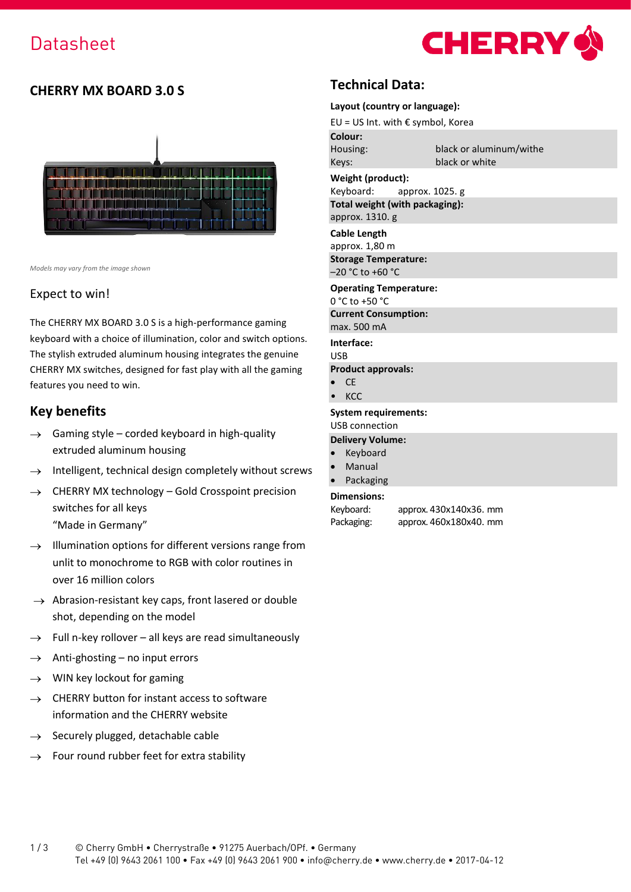# Datasheet

## CHERRY MX BOARD 3.0 S

*Models may vary from the image shown*

### Expect to win!

The CHERRY MX BOARD 3.0 S is a high-performance gaming keyboard with a choice of illumination, color and switch options. The stylish extruded aluminum housing integrates the genuine CHERRY MX switches, designed for fast play with all the gaming features you need to win.

## Key benefits

- → Gaming style – corded keyboard in high-quality extruded aluminum housing
- → Intelligent, technical design completely without screws
- → CHERRY MX technology – Gold Crosspoint precision switches for all keys "Made in Germany"
- → Illumination options for different versions range from unlit to monochrome to RGB with color routines in over 16 million colors
- → Abrasion-resistant key caps, front lasered or double shot, depending on the model
- → Full n-key rollover – all keys are read simultaneously
- → Anti-ghosting – no input errors
- → WIN key lockout for gaming
- → CHERRY button for instant access to software information and the CHERRY website
- → Securely plugged, detachable cable
- → Four round rubber feet for extra stability

## Technical Data:

**Layout (country or language):**
EU = US Int. with € symbol, Korea

**Colour:**
Housing: black or aluminum/withe
Keys: black or white

**Weight (product):**
Keyboard: approx. 1025. g

**Total weight (with packaging):**
approx. 1310. g

**Cable Length**
approx. 1,80 m

**Storage Temperature:**
–20 °C to +60 °C

**Operating Temperature:**
0 °C to +50 °C

**Current Consumption:**
max. 500 mA

**Interface:**
USB

**Product approvals:**
- CE
- KCC

**System requirements:**
USB connection

**Delivery Volume:**
- Keyboard
- Manual
- Packaging

**Dimensions:**
Keyboard: approx. 430x140x36. mm
Packaging: approx. 460x180x40. mm

© Cherry GmbH • Cherrystraße • 91275 Auerbach/OPf. • Germany
Tel +49 (0) 9643 2061 100 • Fax +49 (0) 9643 2061 900 • info@cherry.de • www.cherry.de • 2017-04-12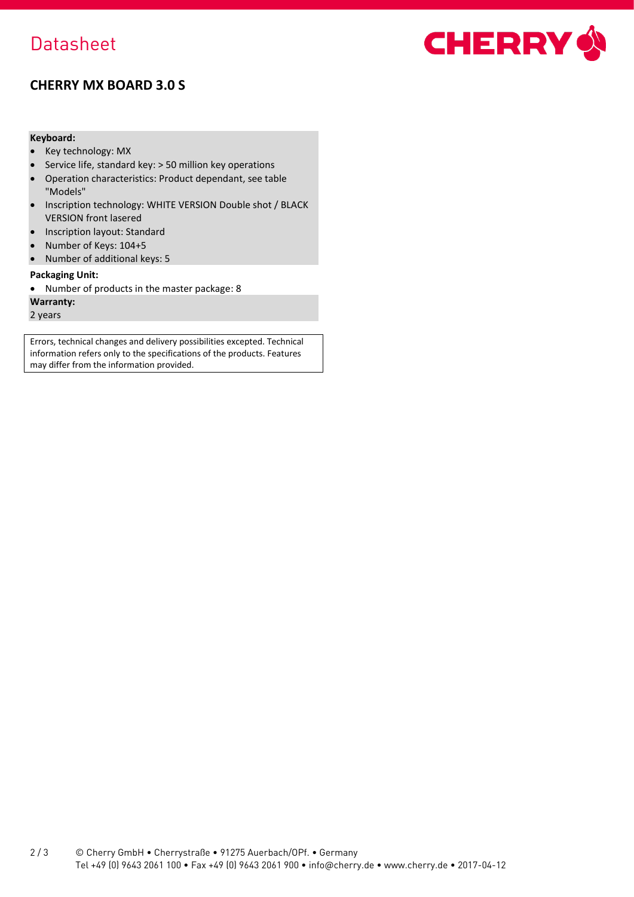# Datasheet

## CHERRY MX BOARD 3.0 S

**Keyboard:**

- Key technology: MX
- Service life, standard key: > 50 million key operations
- Operation characteristics: Product dependant, see table "Models"
- Inscription technology: WHITE VERSION Double shot / BLACK VERSION front lasered
- Inscription layout: Standard
- Number of Keys: 104+5
- Number of additional keys: 5

**Packaging Unit:**

- Number of products in the master package: 8

**Warranty:**

2 years

Errors, technical changes and delivery possibilities excepted. Technical information refers only to the specifications of the products. Features may differ from the information provided.

© Cherry GmbH • Cherrystraße • 91275 Auerbach/OPf. • Germany
Tel +49 (0) 9643 2061 100 • Fax +49 (0) 9643 2061 900 • info@cherry.de • www.cherry.de • 2017-04-12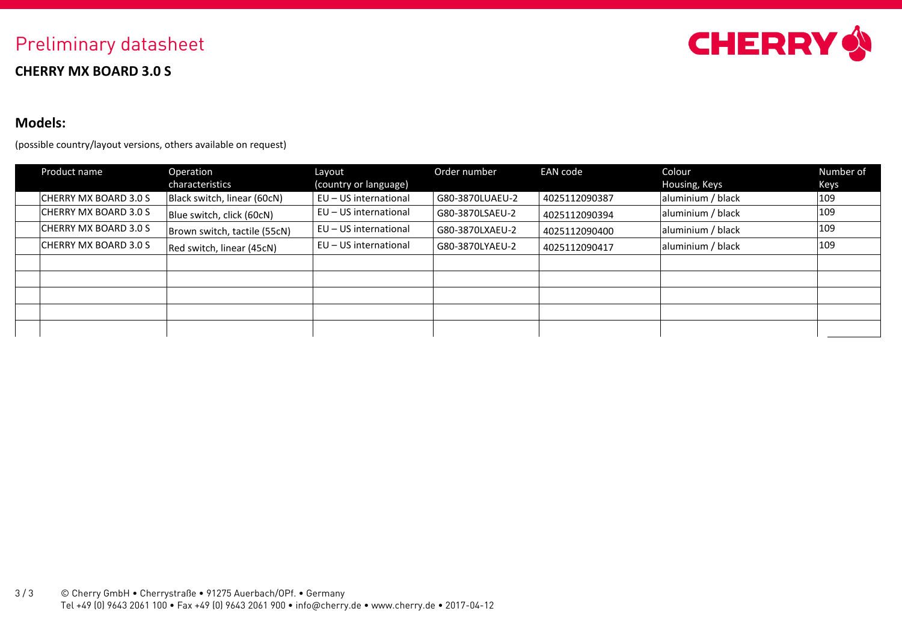Preliminary datasheet

**CHERRY MX BOARD 3.0 S**

## Models:

(possible country/layout versions, others available on request)

| Product name | Operation characteristics | Layout (country or language) | Order number | EAN code | Colour Housing, Keys | Number of Keys |
|---|---|---|---|---|---|---|
| CHERRY MX BOARD 3.0 S | Black switch, linear (60cN) | EU – US international | G80-3870LUAEU-2 | 4025112090387 | aluminium / black | 109 |
| CHERRY MX BOARD 3.0 S | Blue switch, click (60cN) | EU – US international | G80-3870LSAEU-2 | 4025112090394 | aluminium / black | 109 |
| CHERRY MX BOARD 3.0 S | Brown switch, tactile (55cN) | EU – US international | G80-3870LXAEU-2 | 4025112090400 | aluminium / black | 109 |
| CHERRY MX BOARD 3.0 S | Red switch, linear (45cN) | EU – US international | G80-3870LYAEU-2 | 4025112090417 | aluminium / black | 109 |
| | | | | | | |
| | | | | | | |
| | | | | | | |
| | | | | | | |
| | | | | | | |

© Cherry GmbH • Cherrystraße • 91275 Auerbach/OPf. • Germany
Tel +49 (0) 9643 2061 100 • Fax +49 (0) 9643 2061 900 • info@cherry.de • www.cherry.de • 2017-04-12